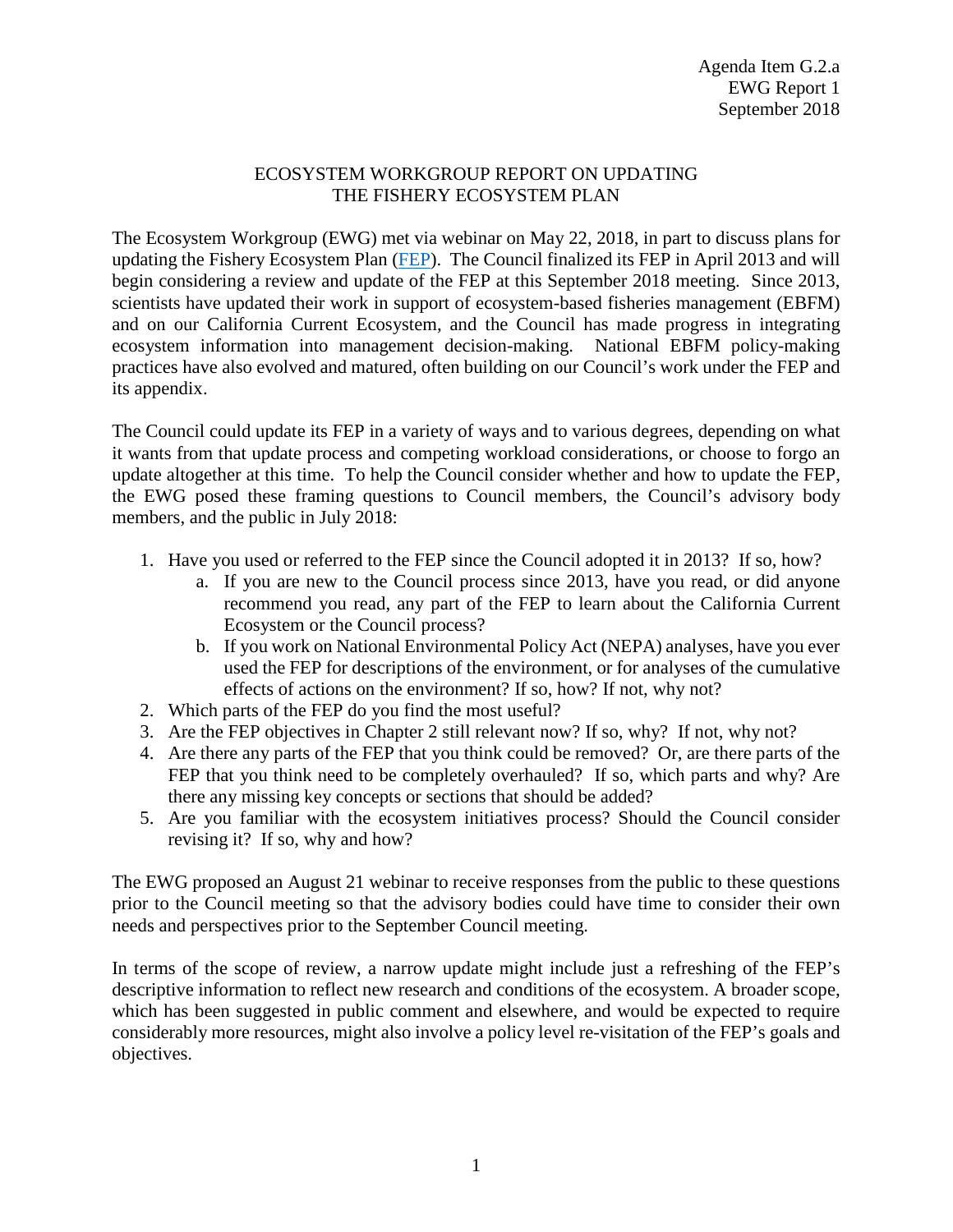Agenda Item G.2.a
EWG Report 1
September 2018

# ECOSYSTEM WORKGROUP REPORT ON UPDATING THE FISHERY ECOSYSTEM PLAN

The Ecosystem Workgroup (EWG) met via webinar on May 22, 2018, in part to discuss plans for updating the Fishery Ecosystem Plan (FEP). The Council finalized its FEP in April 2013 and will begin considering a review and update of the FEP at this September 2018 meeting. Since 2013, scientists have updated their work in support of ecosystem-based fisheries management (EBFM) and on our California Current Ecosystem, and the Council has made progress in integrating ecosystem information into management decision-making. National EBFM policy-making practices have also evolved and matured, often building on our Council's work under the FEP and its appendix.

The Council could update its FEP in a variety of ways and to various degrees, depending on what it wants from that update process and competing workload considerations, or choose to forgo an update altogether at this time. To help the Council consider whether and how to update the FEP, the EWG posed these framing questions to Council members, the Council's advisory body members, and the public in July 2018:

1. Have you used or referred to the FEP since the Council adopted it in 2013? If so, how?
   a. If you are new to the Council process since 2013, have you read, or did anyone recommend you read, any part of the FEP to learn about the California Current Ecosystem or the Council process?
   b. If you work on National Environmental Policy Act (NEPA) analyses, have you ever used the FEP for descriptions of the environment, or for analyses of the cumulative effects of actions on the environment? If so, how? If not, why not?
2. Which parts of the FEP do you find the most useful?
3. Are the FEP objectives in Chapter 2 still relevant now? If so, why? If not, why not?
4. Are there any parts of the FEP that you think could be removed? Or, are there parts of the FEP that you think need to be completely overhauled? If so, which parts and why? Are there any missing key concepts or sections that should be added?
5. Are you familiar with the ecosystem initiatives process? Should the Council consider revising it? If so, why and how?

The EWG proposed an August 21 webinar to receive responses from the public to these questions prior to the Council meeting so that the advisory bodies could have time to consider their own needs and perspectives prior to the September Council meeting.

In terms of the scope of review, a narrow update might include just a refreshing of the FEP's descriptive information to reflect new research and conditions of the ecosystem. A broader scope, which has been suggested in public comment and elsewhere, and would be expected to require considerably more resources, might also involve a policy level re-visitation of the FEP's goals and objectives.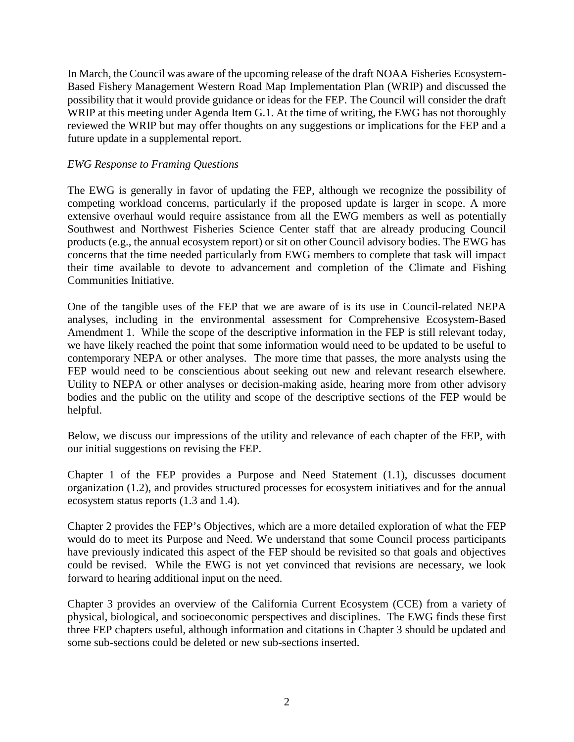In March, the Council was aware of the upcoming release of the draft NOAA Fisheries Ecosystem-Based Fishery Management Western Road Map Implementation Plan (WRIP) and discussed the possibility that it would provide guidance or ideas for the FEP. The Council will consider the draft WRIP at this meeting under Agenda Item G.1. At the time of writing, the EWG has not thoroughly reviewed the WRIP but may offer thoughts on any suggestions or implications for the FEP and a future update in a supplemental report.

*EWG Response to Framing Questions*

The EWG is generally in favor of updating the FEP, although we recognize the possibility of competing workload concerns, particularly if the proposed update is larger in scope. A more extensive overhaul would require assistance from all the EWG members as well as potentially Southwest and Northwest Fisheries Science Center staff that are already producing Council products (e.g., the annual ecosystem report) or sit on other Council advisory bodies. The EWG has concerns that the time needed particularly from EWG members to complete that task will impact their time available to devote to advancement and completion of the Climate and Fishing Communities Initiative.

One of the tangible uses of the FEP that we are aware of is its use in Council-related NEPA analyses, including in the environmental assessment for Comprehensive Ecosystem-Based Amendment 1. While the scope of the descriptive information in the FEP is still relevant today, we have likely reached the point that some information would need to be updated to be useful to contemporary NEPA or other analyses. The more time that passes, the more analysts using the FEP would need to be conscientious about seeking out new and relevant research elsewhere. Utility to NEPA or other analyses or decision-making aside, hearing more from other advisory bodies and the public on the utility and scope of the descriptive sections of the FEP would be helpful.

Below, we discuss our impressions of the utility and relevance of each chapter of the FEP, with our initial suggestions on revising the FEP.

Chapter 1 of the FEP provides a Purpose and Need Statement (1.1), discusses document organization (1.2), and provides structured processes for ecosystem initiatives and for the annual ecosystem status reports (1.3 and 1.4).

Chapter 2 provides the FEP's Objectives, which are a more detailed exploration of what the FEP would do to meet its Purpose and Need. We understand that some Council process participants have previously indicated this aspect of the FEP should be revisited so that goals and objectives could be revised. While the EWG is not yet convinced that revisions are necessary, we look forward to hearing additional input on the need.

Chapter 3 provides an overview of the California Current Ecosystem (CCE) from a variety of physical, biological, and socioeconomic perspectives and disciplines. The EWG finds these first three FEP chapters useful, although information and citations in Chapter 3 should be updated and some sub-sections could be deleted or new sub-sections inserted.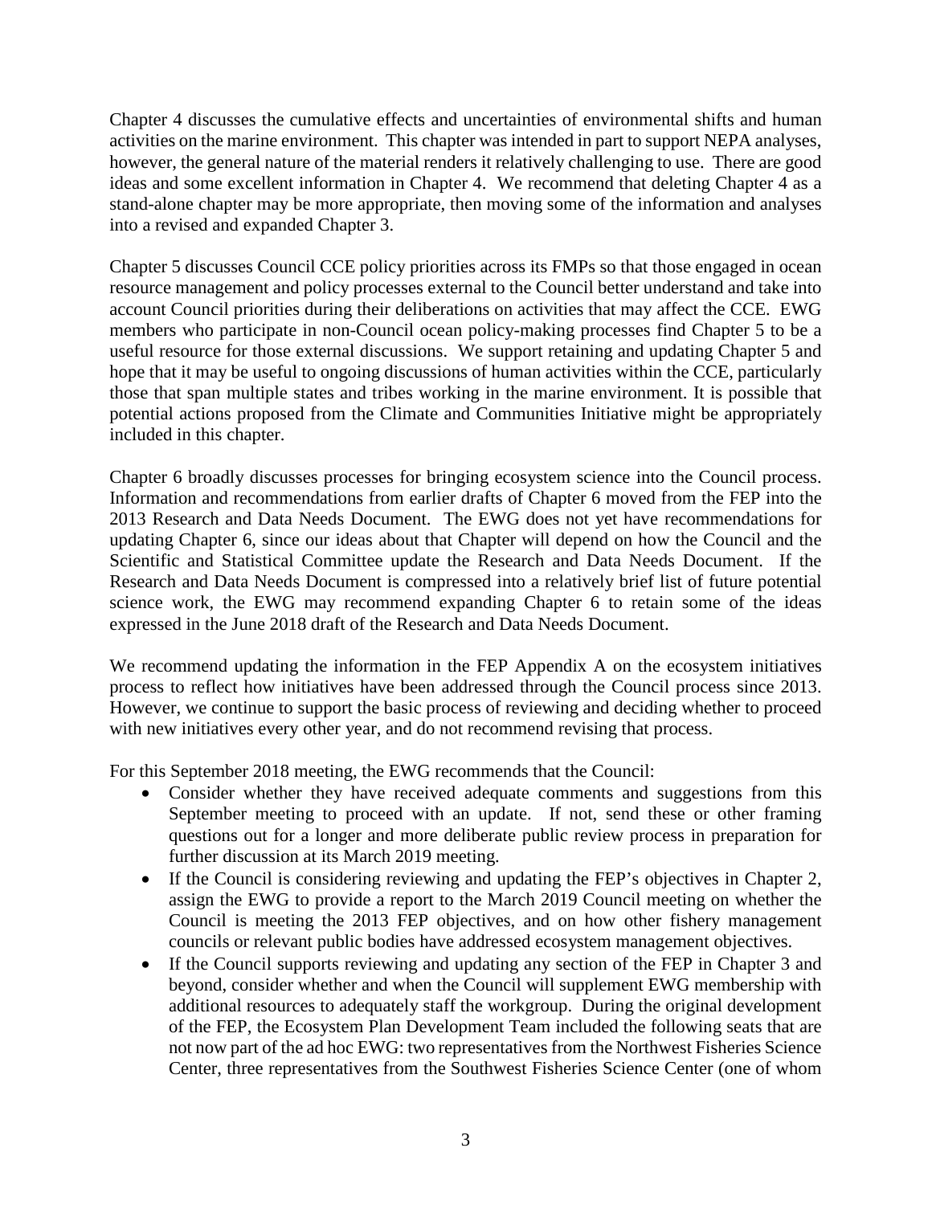Chapter 4 discusses the cumulative effects and uncertainties of environmental shifts and human activities on the marine environment. This chapter was intended in part to support NEPA analyses, however, the general nature of the material renders it relatively challenging to use. There are good ideas and some excellent information in Chapter 4. We recommend that deleting Chapter 4 as a stand-alone chapter may be more appropriate, then moving some of the information and analyses into a revised and expanded Chapter 3.

Chapter 5 discusses Council CCE policy priorities across its FMPs so that those engaged in ocean resource management and policy processes external to the Council better understand and take into account Council priorities during their deliberations on activities that may affect the CCE. EWG members who participate in non-Council ocean policy-making processes find Chapter 5 to be a useful resource for those external discussions. We support retaining and updating Chapter 5 and hope that it may be useful to ongoing discussions of human activities within the CCE, particularly those that span multiple states and tribes working in the marine environment. It is possible that potential actions proposed from the Climate and Communities Initiative might be appropriately included in this chapter.

Chapter 6 broadly discusses processes for bringing ecosystem science into the Council process. Information and recommendations from earlier drafts of Chapter 6 moved from the FEP into the 2013 Research and Data Needs Document. The EWG does not yet have recommendations for updating Chapter 6, since our ideas about that Chapter will depend on how the Council and the Scientific and Statistical Committee update the Research and Data Needs Document. If the Research and Data Needs Document is compressed into a relatively brief list of future potential science work, the EWG may recommend expanding Chapter 6 to retain some of the ideas expressed in the June 2018 draft of the Research and Data Needs Document.

We recommend updating the information in the FEP Appendix A on the ecosystem initiatives process to reflect how initiatives have been addressed through the Council process since 2013. However, we continue to support the basic process of reviewing and deciding whether to proceed with new initiatives every other year, and do not recommend revising that process.

For this September 2018 meeting, the EWG recommends that the Council:

- Consider whether they have received adequate comments and suggestions from this September meeting to proceed with an update. If not, send these or other framing questions out for a longer and more deliberate public review process in preparation for further discussion at its March 2019 meeting.
- If the Council is considering reviewing and updating the FEP's objectives in Chapter 2, assign the EWG to provide a report to the March 2019 Council meeting on whether the Council is meeting the 2013 FEP objectives, and on how other fishery management councils or relevant public bodies have addressed ecosystem management objectives.
- If the Council supports reviewing and updating any section of the FEP in Chapter 3 and beyond, consider whether and when the Council will supplement EWG membership with additional resources to adequately staff the workgroup. During the original development of the FEP, the Ecosystem Plan Development Team included the following seats that are not now part of the ad hoc EWG: two representatives from the Northwest Fisheries Science Center, three representatives from the Southwest Fisheries Science Center (one of whom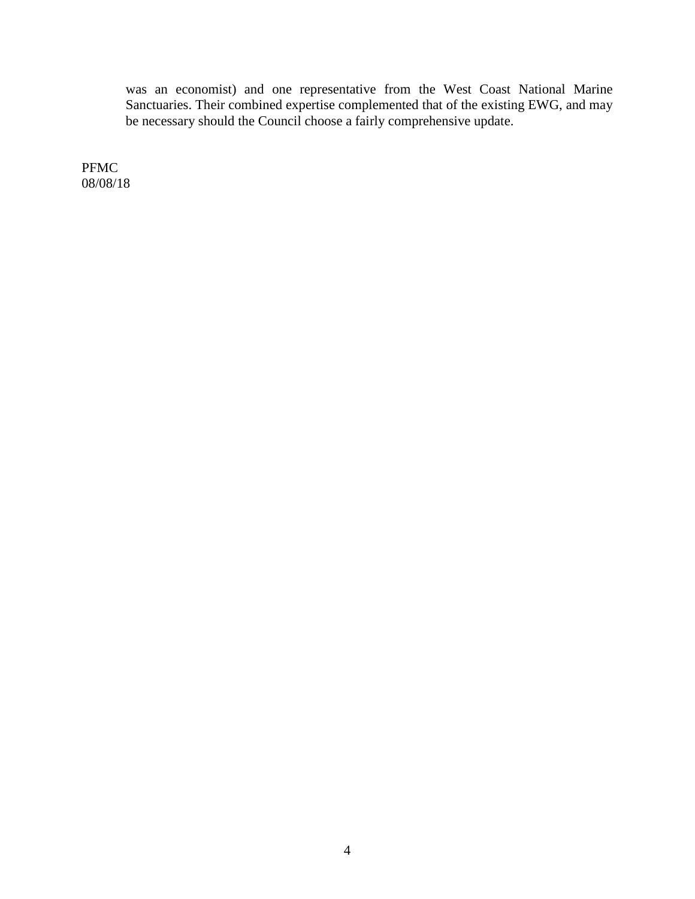was an economist) and one representative from the West Coast National Marine Sanctuaries. Their combined expertise complemented that of the existing EWG, and may be necessary should the Council choose a fairly comprehensive update.

PFMC
08/08/18